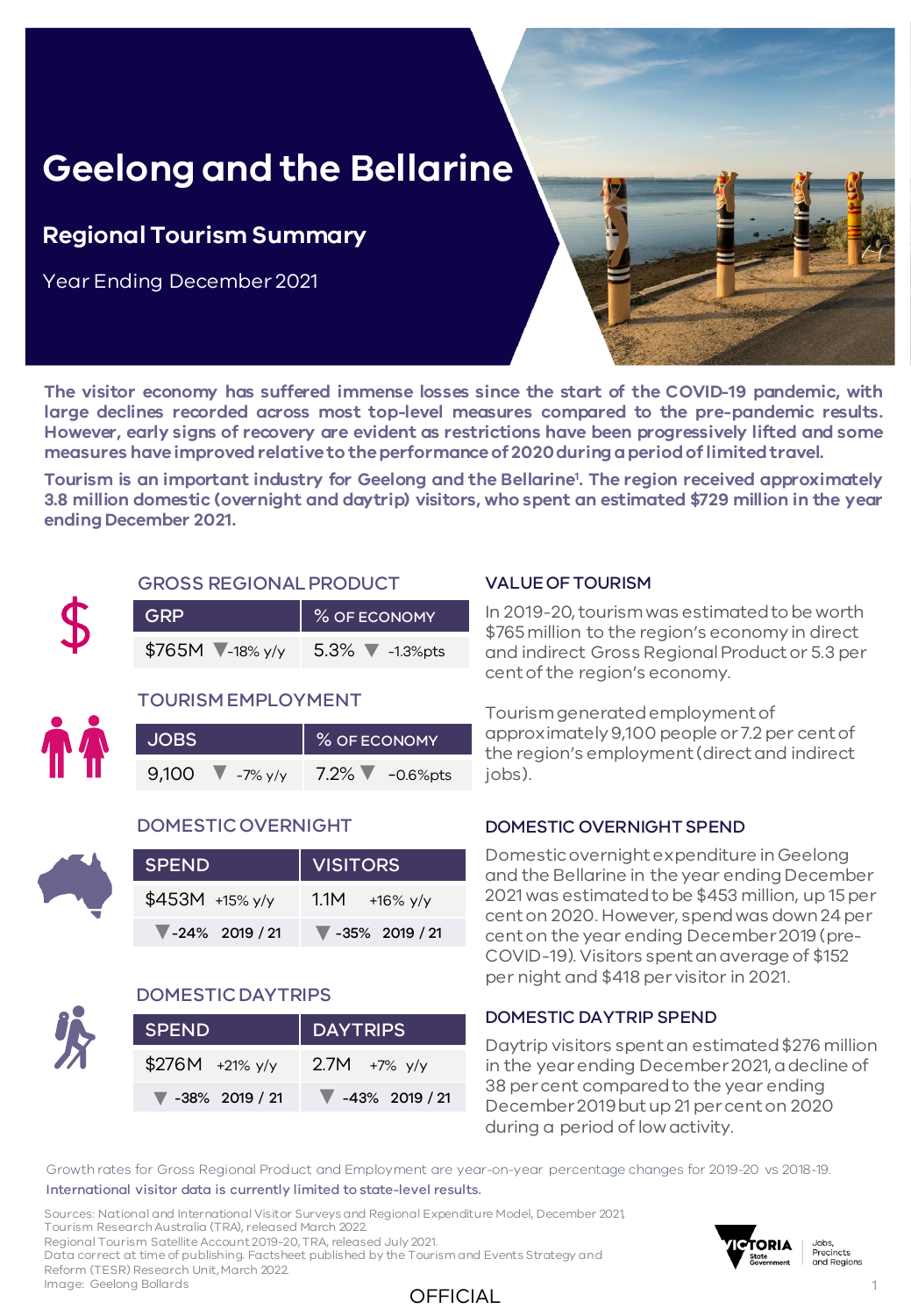# Geelong and the Bellarine

## Regional Tourism Summary

Year Ending December 2021

**The visitor economy has suffered immense losses since the start of the COVID-19 pandemic, with large declines recorded across most top-level measures compared to the pre-pandemic results. However, early signs of recovery are evident as restrictions have been progressively lifted and some measures have improved relative to the performance of 2020 during a period of limited travel.**

**Tourism is an important industry for Geelong and the Bellarine[1]. The region received approximately 3.8 million domestic (overnight and daytrip) visitors, who spent an estimated $729 million in the year ending December 2021.**

### GROSS REGIONAL PRODUCT

| GRP | % OF ECONOMY |
|---|---|
| $765M ▼-18% y/y | 5.3% ▼ -1.3%pts |

### TOURISM EMPLOYMENT

| JOBS | % OF ECONOMY |
|---|---|
| 9,100 ▼ -7% y/y | 7.2% ▼ -0.6%pts |

### DOMESTIC OVERNIGHT

| SPEND | VISITORS |
|---|---|
| $453M +15% y/y | 1.1M +16% y/y |
| ▼-24% 2019 / 21 | ▼ -35% 2019 / 21 |

### DOMESTIC DAYTRIPS

| SPEND | DAYTRIPS |
|---|---|
| $276M +21% y/y | 2.7M +7% y/y |
| ▼ -38% 2019 / 21 | ▼ -43% 2019 / 21 |

### VALUE OF TOURISM

In 2019-20, tourism was estimated to be worth $765 million to the region's economy in direct and indirect Gross Regional Product or 5.3 per cent of the region's economy.

Tourism generated employment of approximately 9,100 people or 7.2 per cent of the region's employment (direct and indirect jobs).

### DOMESTIC OVERNIGHT SPEND

Domestic overnight expenditure in Geelong and the Bellarine in the year ending December 2021 was estimated to be $453 million, up 15 per cent on 2020. However, spend was down 24 per cent on the year ending December 2019 (pre-COVID-19). Visitors spent an average of $152 per night and $418 per visitor in 2021.

### DOMESTIC DAYTRIP SPEND

Daytrip visitors spent an estimated $276 million in the year ending December 2021, a decline of 38 per cent compared to the year ending December 2019 but up 21 per cent on 2020 during a period of low activity.

*Growth rates for Gross Regional Product and Employment are year-on-year percentage changes for 2019-20 vs 2018-19.*

International visitor data is currently limited to state-level results.

Sources: National and International Visitor Surveys and Regional Expenditure Model, December 2021, Tourism Research Australia (TRA), released March 2022.
Regional Tourism Satellite Account 2019-20, TRA, released July 2021.
Data correct at time of publishing. Factsheet published by the Tourism and Events Strategy and Reform (TESR) Research Unit, March 2022.
Image: Geelong Bollards

OFFICIAL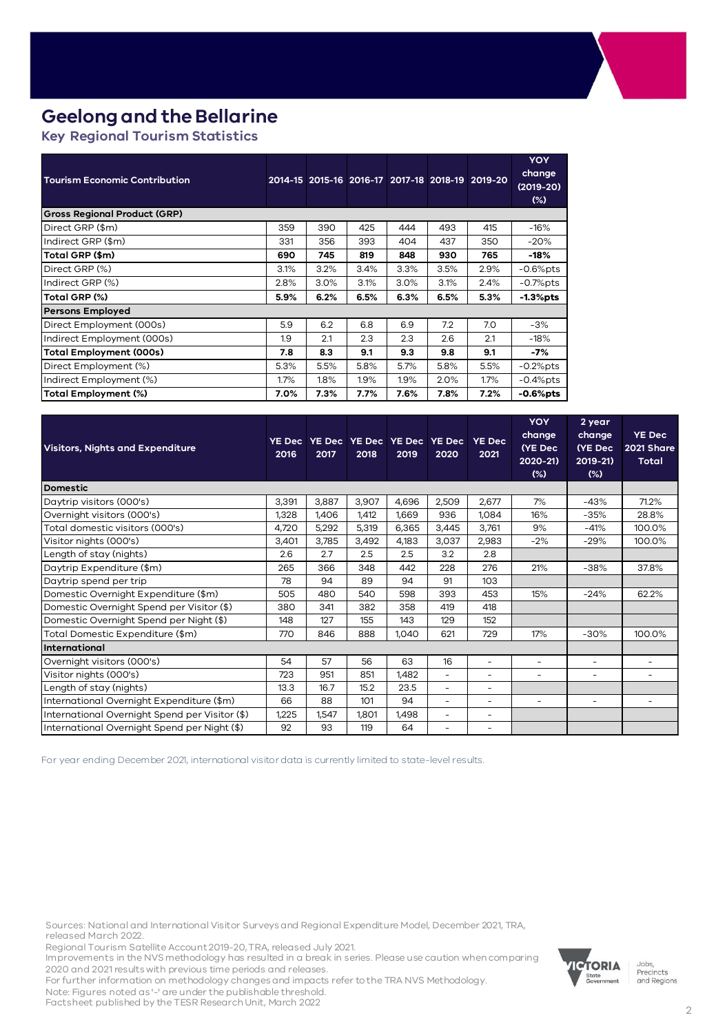# Geelong and the Bellarine

## Key Regional Tourism Statistics

| Tourism Economic Contribution | 2014-15 | 2015-16 | 2016-17 | 2017-18 | 2018-19 | 2019-20 | YOY change (2019-20) (%) |
|---|---|---|---|---|---|---|---|
| **Gross Regional Product (GRP)** | | | | | | | |
| Direct GRP ($m) | 359 | 390 | 425 | 444 | 493 | 415 | -16% |
| Indirect GRP ($m) | 331 | 356 | 393 | 404 | 437 | 350 | -20% |
| **Total GRP ($m)** | **690** | **745** | **819** | **848** | **930** | **765** | **-18%** |
| Direct GRP (%) | 3.1% | 3.2% | 3.4% | 3.3% | 3.5% | 2.9% | -0.6%pts |
| Indirect GRP (%) | 2.8% | 3.0% | 3.1% | 3.0% | 3.1% | 2.4% | -0.7%pts |
| **Total GRP (%)** | **5.9%** | **6.2%** | **6.5%** | **6.3%** | **6.5%** | **5.3%** | **-1.3%pts** |
| **Persons Employed** | | | | | | | |
| Direct Employment (000s) | 5.9 | 6.2 | 6.8 | 6.9 | 7.2 | 7.0 | -3% |
| Indirect Employment (000s) | 1.9 | 2.1 | 2.3 | 2.3 | 2.6 | 2.1 | -18% |
| **Total Employment (000s)** | **7.8** | **8.3** | **9.1** | **9.3** | **9.8** | **9.1** | **-7%** |
| Direct Employment (%) | 5.3% | 5.5% | 5.8% | 5.7% | 5.8% | 5.5% | -0.2%pts |
| Indirect Employment (%) | 1.7% | 1.8% | 1.9% | 1.9% | 2.0% | 1.7% | -0.4%pts |
| **Total Employment (%)** | **7.0%** | **7.3%** | **7.7%** | **7.6%** | **7.8%** | **7.2%** | **-0.6%pts** |

| Visitors, Nights and Expenditure | YE Dec 2016 | YE Dec 2017 | YE Dec 2018 | YE Dec 2019 | YE Dec 2020 | YE Dec 2021 | YOY change (YE Dec 2020-21) (%) | 2 year change (YE Dec 2019-21) (%) | YE Dec 2021 Share Total |
|---|---|---|---|---|---|---|---|---|---|
| **Domestic** | | | | | | | | | |
| Daytrip visitors (000's) | 3,391 | 3,887 | 3,907 | 4,696 | 2,509 | 2,677 | 7% | -43% | 71.2% |
| Overnight visitors (000's) | 1,328 | 1,406 | 1,412 | 1,669 | 936 | 1,084 | 16% | -35% | 28.8% |
| Total domestic visitors (000's) | 4,720 | 5,292 | 5,319 | 6,365 | 3,445 | 3,761 | 9% | -41% | 100.0% |
| Visitor nights (000's) | 3,401 | 3,785 | 3,492 | 4,183 | 3,037 | 2,983 | -2% | -29% | 100.0% |
| Length of stay (nights) | 2.6 | 2.7 | 2.5 | 2.5 | 3.2 | 2.8 | | | |
| Daytrip Expenditure ($m) | 265 | 366 | 348 | 442 | 228 | 276 | 21% | -38% | 37.8% |
| Daytrip spend per trip | 78 | 94 | 89 | 94 | 91 | 103 | | | |
| Domestic Overnight Expenditure ($m) | 505 | 480 | 540 | 598 | 393 | 453 | 15% | -24% | 62.2% |
| Domestic Overnight Spend per Visitor ($) | 380 | 341 | 382 | 358 | 419 | 418 | | | |
| Domestic Overnight Spend per Night ($) | 148 | 127 | 155 | 143 | 129 | 152 | | | |
| Total Domestic Expenditure ($m) | 770 | 846 | 888 | 1,040 | 621 | 729 | 17% | -30% | 100.0% |
| **International** | | | | | | | | | |
| Overnight visitors (000's) | 54 | 57 | 56 | 63 | 16 | - | - | - | - |
| Visitor nights (000's) | 723 | 951 | 851 | 1,482 | - | - | - | - | - |
| Length of stay (nights) | 13.3 | 16.7 | 15.2 | 23.5 | - | - | | | |
| International Overnight Expenditure ($m) | 66 | 88 | 101 | 94 | - | - | - | - | - |
| International Overnight Spend per Visitor ($) | 1,225 | 1,547 | 1,801 | 1,498 | - | - | | | |
| International Overnight Spend per Night ($) | 92 | 93 | 119 | 64 | - | - | | | |

For year ending December 2021, international visitor data is currently limited to state-level results.

Sources: National and International Visitor Surveys and Regional Expenditure Model, December 2021, TRA, released March 2022.
Regional Tourism Satellite Account 2019-20, TRA, released July 2021.
Improvements in the NVS methodology has resulted in a break in series. Please use caution when comparing 2020 and 2021 results with previous time periods and releases.
For further information on methodology changes and impacts refer to the TRA NVS Methodology.
Note: Figures noted as '-' are under the publishable threshold.
Factsheet published by the TESR Research Unit, March 2022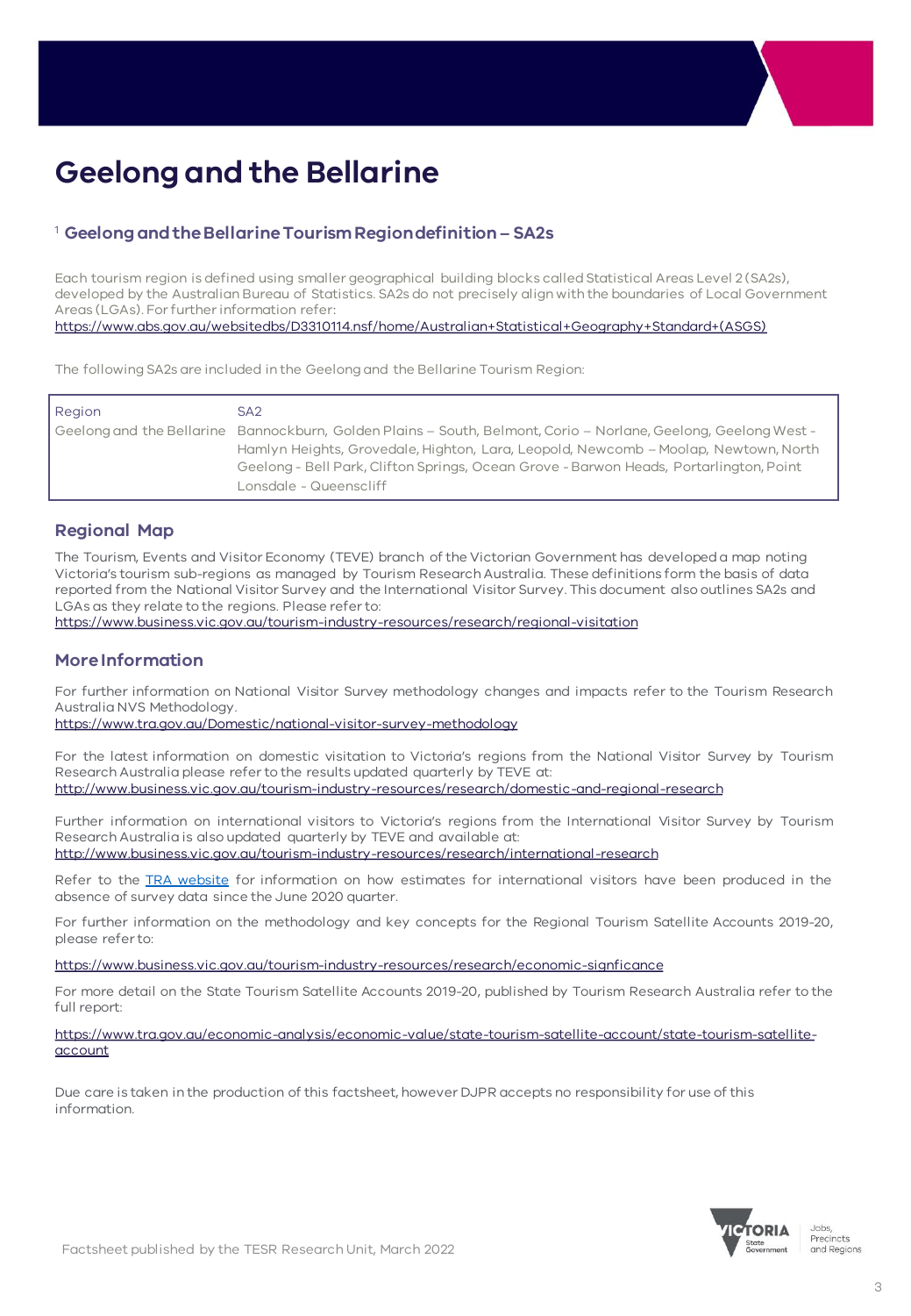# Geelong and the Bellarine

## [1] Geelong and the Bellarine Tourism Region definition – SA2s

Each tourism region is defined using smaller geographical building blocks called Statistical Areas Level 2 (SA2s), developed by the Australian Bureau of Statistics. SA2s do not precisely align with the boundaries of Local Government Areas (LGAs). For further information refer:
https://www.abs.gov.au/websitedbs/D3310114.nsf/home/Australian+Statistical+Geography+Standard+(ASGS)

The following SA2s are included in the Geelong and the Bellarine Tourism Region:

| Region | SA2 |
|---|---|
| Geelong and the Bellarine | Bannockburn, Golden Plains – South, Belmont, Corio – Norlane, Geelong, Geelong West - Hamlyn Heights, Grovedale, Highton, Lara, Leopold, Newcomb – Moolap, Newtown, North Geelong - Bell Park, Clifton Springs, Ocean Grove - Barwon Heads, Portarlington, Point Lonsdale - Queenscliff |

## Regional Map

The Tourism, Events and Visitor Economy (TEVE) branch of the Victorian Government has developed a map noting Victoria's tourism sub-regions as managed by Tourism Research Australia. These definitions form the basis of data reported from the National Visitor Survey and the International Visitor Survey. This document also outlines SA2s and LGAs as they relate to the regions. Please refer to:
https://www.business.vic.gov.au/tourism-industry-resources/research/regional-visitation

## More Information

For further information on National Visitor Survey methodology changes and impacts refer to the Tourism Research Australia NVS Methodology.
https://www.tra.gov.au/Domestic/national-visitor-survey-methodology

For the latest information on domestic visitation to Victoria's regions from the National Visitor Survey by Tourism Research Australia please refer to the results updated quarterly by TEVE at:
http://www.business.vic.gov.au/tourism-industry-resources/research/domestic-and-regional-research

Further information on international visitors to Victoria's regions from the International Visitor Survey by Tourism Research Australia is also updated quarterly by TEVE and available at:
http://www.business.vic.gov.au/tourism-industry-resources/research/international-research

Refer to the TRA website for information on how estimates for international visitors have been produced in the absence of survey data since the June 2020 quarter.

For further information on the methodology and key concepts for the Regional Tourism Satellite Accounts 2019-20, please refer to:

https://www.business.vic.gov.au/tourism-industry-resources/research/economic-signficance

For more detail on the State Tourism Satellite Accounts 2019-20, published by Tourism Research Australia refer to the full report:

https://www.tra.gov.au/economic-analysis/economic-value/state-tourism-satellite-account/state-tourism-satellite-account

Due care is taken in the production of this factsheet, however DJPR accepts no responsibility for use of this information.

Factsheet published by the TESR Research Unit, March 2022